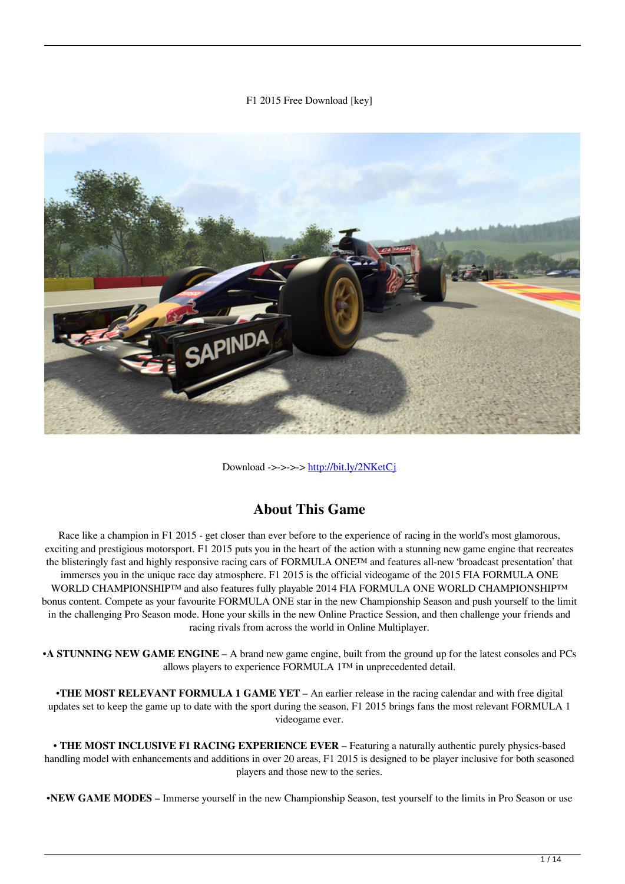F1 2015 Free Download [key]

Download ->->->-> http://bit.ly/2NKetCj

## About This Game

Race like a champion in F1 2015 - get closer than ever before to the experience of racing in the world's most glamorous, exciting and prestigious motorsport. F1 2015 puts you in the heart of the action with a stunning new game engine that recreates the blisteringly fast and highly responsive racing cars of FORMULA ONE™ and features all-new 'broadcast presentation' that immerses you in the unique race day atmosphere. F1 2015 is the official videogame of the 2015 FIA FORMULA ONE WORLD CHAMPIONSHIP™ and also features fully playable 2014 FIA FORMULA ONE WORLD CHAMPIONSHIP™ bonus content. Compete as your favourite FORMULA ONE star in the new Championship Season and push yourself to the limit in the challenging Pro Season mode. Hone your skills in the new Online Practice Session, and then challenge your friends and racing rivals from across the world in Online Multiplayer.

•**A STUNNING NEW GAME ENGINE** – A brand new game engine, built from the ground up for the latest consoles and PCs allows players to experience FORMULA 1™ in unprecedented detail.

•**THE MOST RELEVANT FORMULA 1 GAME YET** – An earlier release in the racing calendar and with free digital updates set to keep the game up to date with the sport during the season, F1 2015 brings fans the most relevant FORMULA 1 videogame ever.

• **THE MOST INCLUSIVE F1 RACING EXPERIENCE EVER** – Featuring a naturally authentic purely physics-based handling model with enhancements and additions in over 20 areas, F1 2015 is designed to be player inclusive for both seasoned players and those new to the series.

•**NEW GAME MODES** – Immerse yourself in the new Championship Season, test yourself to the limits in Pro Season or use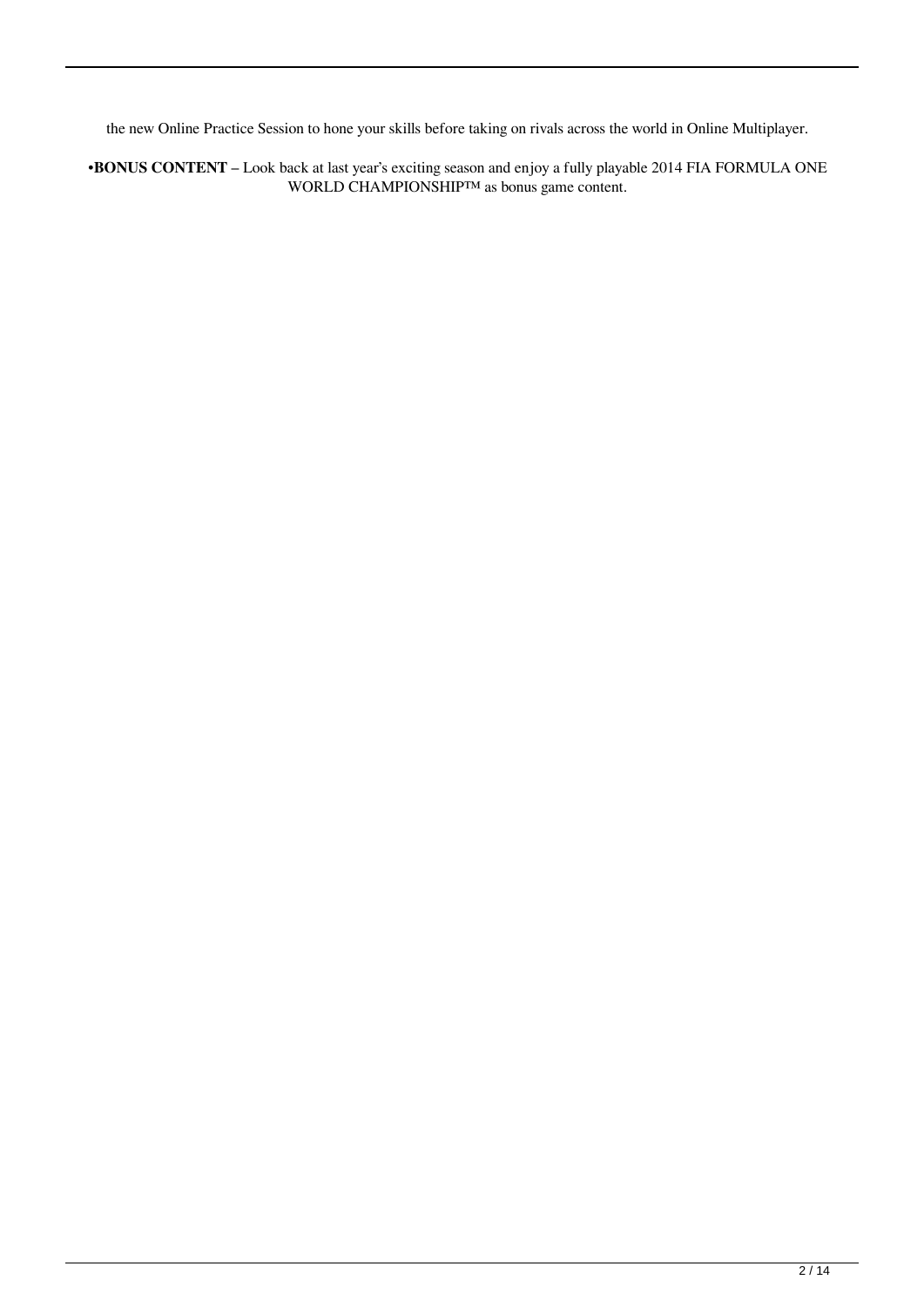the new Online Practice Session to hone your skills before taking on rivals across the world in Online Multiplayer.

•**BONUS CONTENT –** Look back at last year's exciting season and enjoy a fully playable 2014 FIA FORMULA ONE WORLD CHAMPIONSHIP™ as bonus game content.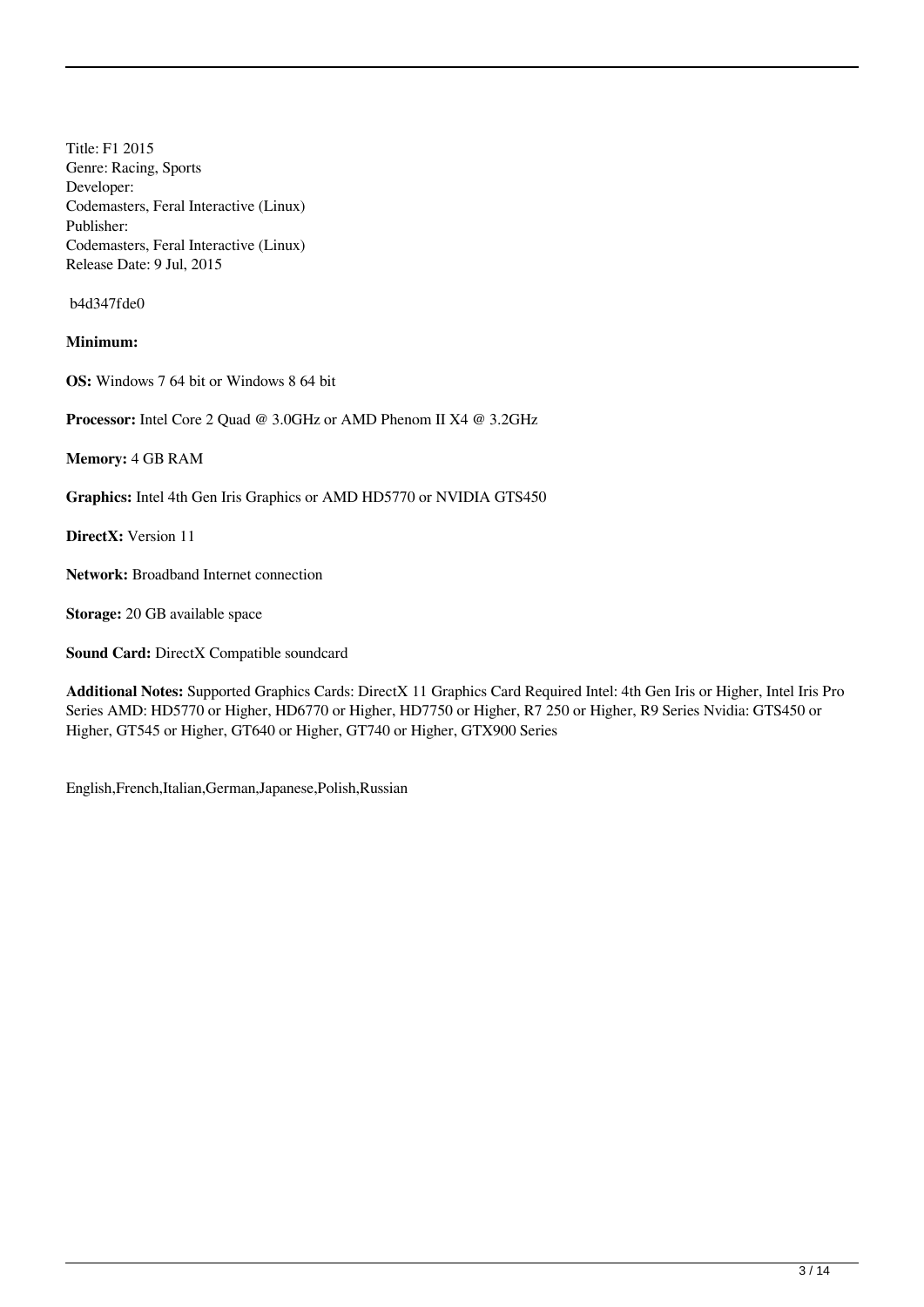Title: F1 2015
Genre: Racing, Sports
Developer:
Codemasters, Feral Interactive (Linux)
Publisher:
Codemasters, Feral Interactive (Linux)
Release Date: 9 Jul, 2015

b4d347fde0

**Minimum:**

**OS:** Windows 7 64 bit or Windows 8 64 bit

**Processor:** Intel Core 2 Quad @ 3.0GHz or AMD Phenom II X4 @ 3.2GHz

**Memory:** 4 GB RAM

**Graphics:** Intel 4th Gen Iris Graphics or AMD HD5770 or NVIDIA GTS450

**DirectX:** Version 11

**Network:** Broadband Internet connection

**Storage:** 20 GB available space

**Sound Card:** DirectX Compatible soundcard

**Additional Notes:** Supported Graphics Cards: DirectX 11 Graphics Card Required Intel: 4th Gen Iris or Higher, Intel Iris Pro Series AMD: HD5770 or Higher, HD6770 or Higher, HD7750 or Higher, R7 250 or Higher, R9 Series Nvidia: GTS450 or Higher, GT545 or Higher, GT640 or Higher, GT740 or Higher, GTX900 Series

English,French,Italian,German,Japanese,Polish,Russian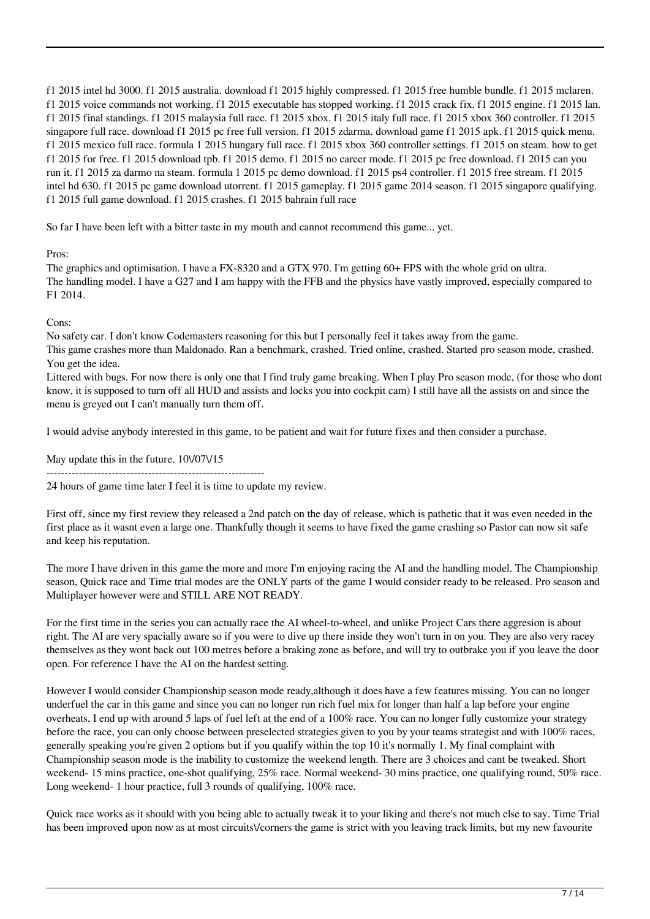f1 2015 intel hd 3000. f1 2015 australia. download f1 2015 highly compressed. f1 2015 free humble bundle. f1 2015 mclaren. f1 2015 voice commands not working. f1 2015 executable has stopped working. f1 2015 crack fix. f1 2015 engine. f1 2015 lan. f1 2015 final standings. f1 2015 malaysia full race. f1 2015 xbox. f1 2015 italy full race. f1 2015 xbox 360 controller. f1 2015 singapore full race. download f1 2015 pc free full version. f1 2015 zdarma. download game f1 2015 apk. f1 2015 quick menu. f1 2015 mexico full race. formula 1 2015 hungary full race. f1 2015 xbox 360 controller settings. f1 2015 on steam. how to get f1 2015 for free. f1 2015 download tpb. f1 2015 demo. f1 2015 no career mode. f1 2015 pc free download. f1 2015 can you run it. f1 2015 za darmo na steam. formula 1 2015 pc demo download. f1 2015 ps4 controller. f1 2015 free stream. f1 2015 intel hd 630. f1 2015 pc game download utorrent. f1 2015 gameplay. f1 2015 game 2014 season. f1 2015 singapore qualifying. f1 2015 full game download. f1 2015 crashes. f1 2015 bahrain full race

So far I have been left with a bitter taste in my mouth and cannot recommend this game... yet.

Pros:
The graphics and optimisation. I have a FX-8320 and a GTX 970. I'm getting 60+ FPS with the whole grid on ultra.
The handling model. I have a G27 and I am happy with the FFB and the physics have vastly improved, especially compared to F1 2014.

Cons:
No safety car. I don't know Codemasters reasoning for this but I personally feel it takes away from the game.
This game crashes more than Maldonado. Ran a benchmark, crashed. Tried online, crashed. Started pro season mode, crashed. You get the idea.
Littered with bugs. For now there is only one that I find truly game breaking. When I play Pro season mode, (for those who dont know, it is supposed to turn off all HUD and assists and locks you into cockpit cam) I still have all the assists on and since the menu is greyed out I can't manually turn them off.

I would advise anybody interested in this game, to be patient and wait for future fixes and then consider a purchase.

May update this in the future. 10\/07\/15

------------------------------------------------------------

24 hours of game time later I feel it is time to update my review.

First off, since my first review they released a 2nd patch on the day of release, which is pathetic that it was even needed in the first place as it wasnt even a large one. Thankfully though it seems to have fixed the game crashing so Pastor can now sit safe and keep his reputation.

The more I have driven in this game the more and more I'm enjoying racing the AI and the handling model. The Championship season, Quick race and Time trial modes are the ONLY parts of the game I would consider ready to be released. Pro season and Multiplayer however were and STILL ARE NOT READY.

For the first time in the series you can actually race the AI wheel-to-wheel, and unlike Project Cars there aggresion is about right. The AI are very spacially aware so if you were to dive up there inside they won't turn in on you. They are also very racey themselves as they wont back out 100 metres before a braking zone as before, and will try to outbrake you if you leave the door open. For reference I have the AI on the hardest setting.

However I would consider Championship season mode ready,although it does have a few features missing. You can no longer underfuel the car in this game and since you can no longer run rich fuel mix for longer than half a lap before your engine overheats, I end up with around 5 laps of fuel left at the end of a 100% race. You can no longer fully customize your strategy before the race, you can only choose between preselected strategies given to you by your teams strategist and with 100% races, generally speaking you're given 2 options but if you qualify within the top 10 it's normally 1. My final complaint with Championship season mode is the inability to customize the weekend length. There are 3 choices and cant be tweaked. Short weekend- 15 mins practice, one-shot qualifying, 25% race. Normal weekend- 30 mins practice, one qualifying round, 50% race. Long weekend- 1 hour practice, full 3 rounds of qualifying, 100% race.

Quick race works as it should with you being able to actually tweak it to your liking and there's not much else to say. Time Trial has been improved upon now as at most circuits\/corners the game is strict with you leaving track limits, but my new favourite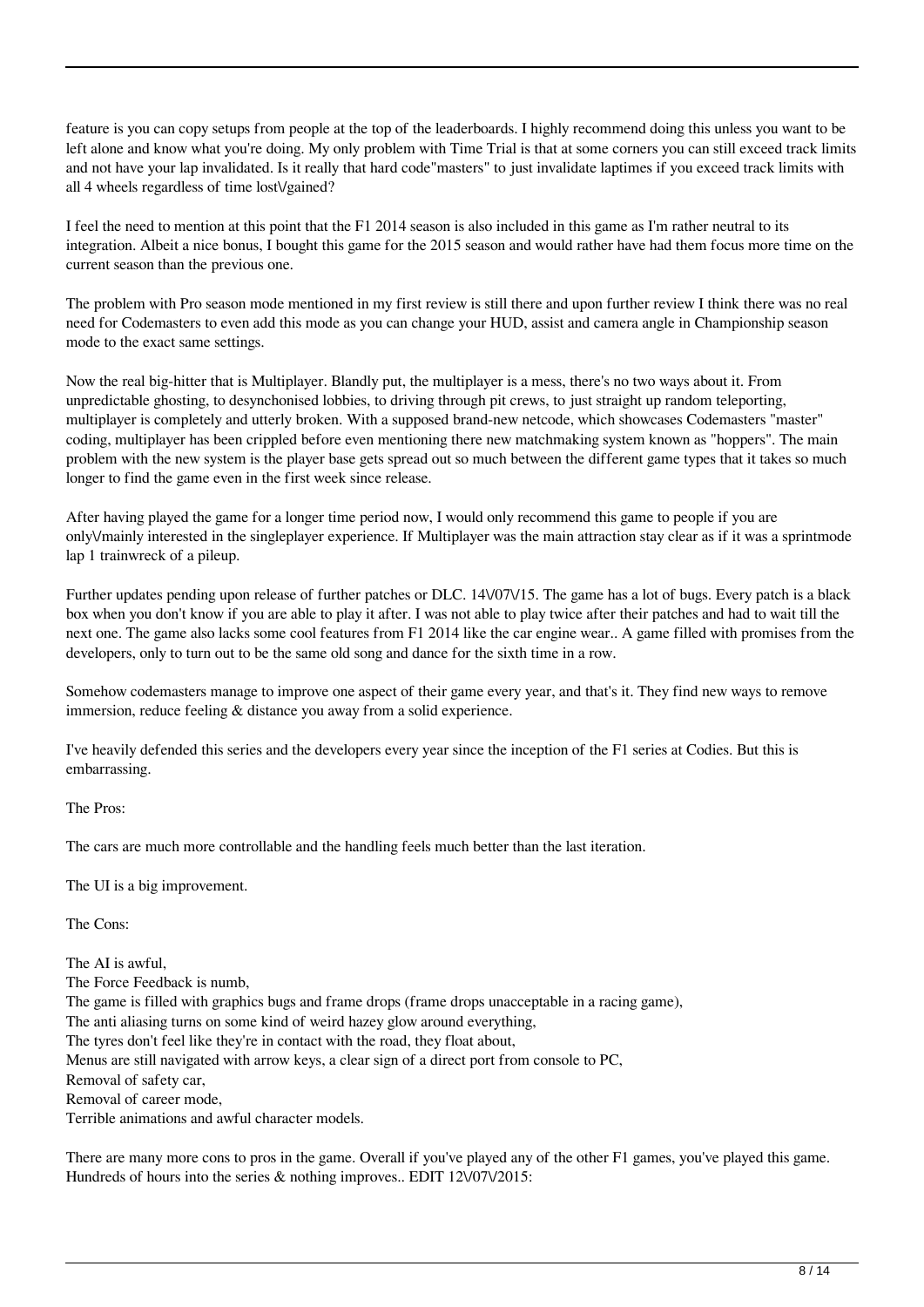feature is you can copy setups from people at the top of the leaderboards. I highly recommend doing this unless you want to be left alone and know what you're doing. My only problem with Time Trial is that at some corners you can still exceed track limits and not have your lap invalidated. Is it really that hard code"masters" to just invalidate laptimes if you exceed track limits with all 4 wheels regardless of time lost\/gained?

I feel the need to mention at this point that the F1 2014 season is also included in this game as I'm rather neutral to its integration. Albeit a nice bonus, I bought this game for the 2015 season and would rather have had them focus more time on the current season than the previous one.

The problem with Pro season mode mentioned in my first review is still there and upon further review I think there was no real need for Codemasters to even add this mode as you can change your HUD, assist and camera angle in Championship season mode to the exact same settings.

Now the real big-hitter that is Multiplayer. Blandly put, the multiplayer is a mess, there's no two ways about it. From unpredictable ghosting, to desynchonised lobbies, to driving through pit crews, to just straight up random teleporting, multiplayer is completely and utterly broken. With a supposed brand-new netcode, which showcases Codemasters "master" coding, multiplayer has been crippled before even mentioning there new matchmaking system known as "hoppers". The main problem with the new system is the player base gets spread out so much between the different game types that it takes so much longer to find the game even in the first week since release.

After having played the game for a longer time period now, I would only recommend this game to people if you are only\/mainly interested in the singleplayer experience. If Multiplayer was the main attraction stay clear as if it was a sprintmode lap 1 trainwreck of a pileup.

Further updates pending upon release of further patches or DLC. 14\/07\/15. The game has a lot of bugs. Every patch is a black box when you don't know if you are able to play it after. I was not able to play twice after their patches and had to wait till the next one. The game also lacks some cool features from F1 2014 like the car engine wear.. A game filled with promises from the developers, only to turn out to be the same old song and dance for the sixth time in a row.

Somehow codemasters manage to improve one aspect of their game every year, and that's it. They find new ways to remove immersion, reduce feeling & distance you away from a solid experience.

I've heavily defended this series and the developers every year since the inception of the F1 series at Codies. But this is embarrassing.

The Pros:

The cars are much more controllable and the handling feels much better than the last iteration.

The UI is a big improvement.

The Cons:

The AI is awful,
The Force Feedback is numb,
The game is filled with graphics bugs and frame drops (frame drops unacceptable in a racing game),
The anti aliasing turns on some kind of weird hazey glow around everything,
The tyres don't feel like they're in contact with the road, they float about,
Menus are still navigated with arrow keys, a clear sign of a direct port from console to PC,
Removal of safety car,
Removal of career mode,
Terrible animations and awful character models.

There are many more cons to pros in the game. Overall if you've played any of the other F1 games, you've played this game. Hundreds of hours into the series & nothing improves.. EDIT 12\/07\/2015: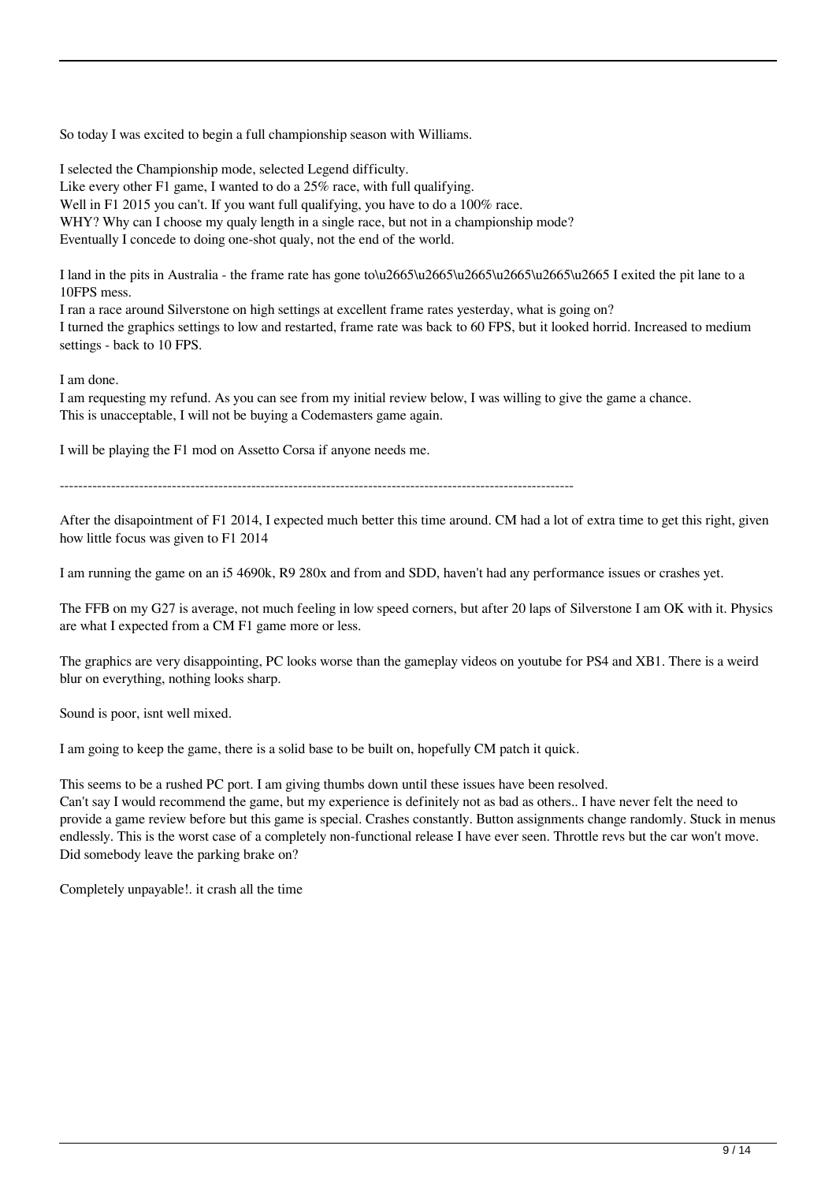So today I was excited to begin a full championship season with Williams.

I selected the Championship mode, selected Legend difficulty.
Like every other F1 game, I wanted to do a 25% race, with full qualifying.
Well in F1 2015 you can't. If you want full qualifying, you have to do a 100% race.
WHY? Why can I choose my qualy length in a single race, but not in a championship mode?
Eventually I concede to doing one-shot qualy, not the end of the world.

I land in the pits in Australia - the frame rate has gone to\u2665\u2665\u2665\u2665\u2665\u2665 I exited the pit lane to a 10FPS mess.
I ran a race around Silverstone on high settings at excellent frame rates yesterday, what is going on?
I turned the graphics settings to low and restarted, frame rate was back to 60 FPS, but it looked horrid. Increased to medium settings - back to 10 FPS.

I am done.
I am requesting my refund. As you can see from my initial review below, I was willing to give the game a chance.
This is unacceptable, I will not be buying a Codemasters game again.

I will be playing the F1 mod on Assetto Corsa if anyone needs me.

---

After the disapointment of F1 2014, I expected much better this time around. CM had a lot of extra time to get this right, given how little focus was given to F1 2014

I am running the game on an i5 4690k, R9 280x and from and SDD, haven't had any performance issues or crashes yet.

The FFB on my G27 is average, not much feeling in low speed corners, but after 20 laps of Silverstone I am OK with it. Physics are what I expected from a CM F1 game more or less.

The graphics are very disappointing, PC looks worse than the gameplay videos on youtube for PS4 and XB1. There is a weird blur on everything, nothing looks sharp.

Sound is poor, isnt well mixed.

I am going to keep the game, there is a solid base to be built on, hopefully CM patch it quick.

This seems to be a rushed PC port. I am giving thumbs down until these issues have been resolved.
Can't say I would recommend the game, but my experience is definitely not as bad as others.. I have never felt the need to provide a game review before but this game is special. Crashes constantly. Button assignments change randomly. Stuck in menus endlessly. This is the worst case of a completely non-functional release I have ever seen. Throttle revs but the car won't move. Did somebody leave the parking brake on?

Completely unpayable!. it crash all the time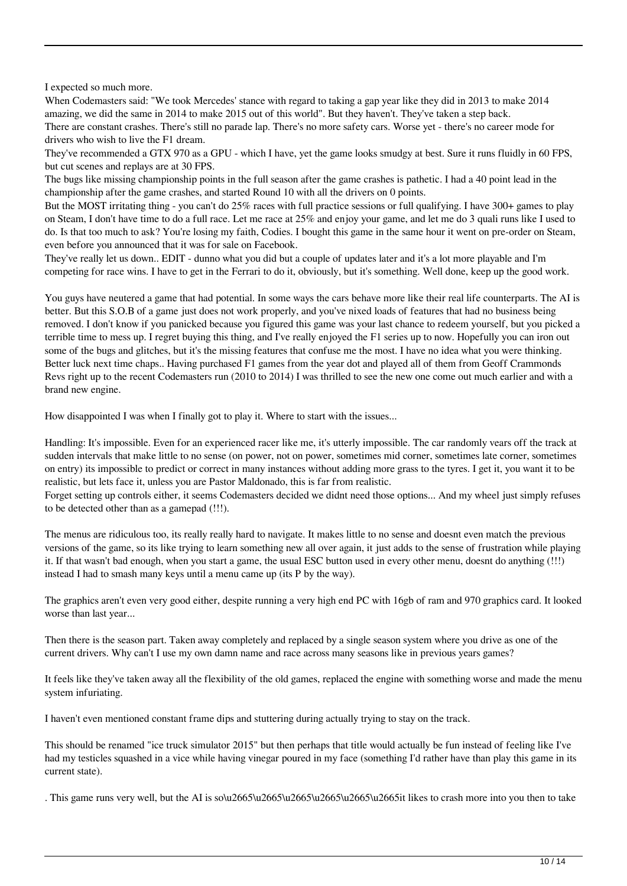I expected so much more.
When Codemasters said: "We took Mercedes' stance with regard to taking a gap year like they did in 2013 to make 2014 amazing, we did the same in 2014 to make 2015 out of this world". But they haven't. They've taken a step back.
There are constant crashes. There's still no parade lap. There's no more safety cars. Worse yet - there's no career mode for drivers who wish to live the F1 dream.
They've recommended a GTX 970 as a GPU - which I have, yet the game looks smudgy at best. Sure it runs fluidly in 60 FPS, but cut scenes and replays are at 30 FPS.
The bugs like missing championship points in the full season after the game crashes is pathetic. I had a 40 point lead in the championship after the game crashes, and started Round 10 with all the drivers on 0 points.
But the MOST irritating thing - you can't do 25% races with full practice sessions or full qualifying. I have 300+ games to play on Steam, I don't have time to do a full race. Let me race at 25% and enjoy your game, and let me do 3 quali runs like I used to do. Is that too much to ask? You're losing my faith, Codies. I bought this game in the same hour it went on pre-order on Steam, even before you announced that it was for sale on Facebook.
They've really let us down.. EDIT - dunno what you did but a couple of updates later and it's a lot more playable and I'm competing for race wins. I have to get in the Ferrari to do it, obviously, but it's something. Well done, keep up the good work.

You guys have neutered a game that had potential. In some ways the cars behave more like their real life counterparts. The AI is better. But this S.O.B of a game just does not work properly, and you've nixed loads of features that had no business being removed. I don't know if you panicked because you figured this game was your last chance to redeem yourself, but you picked a terrible time to mess up. I regret buying this thing, and I've really enjoyed the F1 series up to now. Hopefully you can iron out some of the bugs and glitches, but it's the missing features that confuse me the most. I have no idea what you were thinking. Better luck next time chaps.. Having purchased F1 games from the year dot and played all of them from Geoff Crammonds Revs right up to the recent Codemasters run (2010 to 2014) I was thrilled to see the new one come out much earlier and with a brand new engine.

How disappointed I was when I finally got to play it. Where to start with the issues...

Handling: It's impossible. Even for an experienced racer like me, it's utterly impossible. The car randomly vears off the track at sudden intervals that make little to no sense (on power, not on power, sometimes mid corner, sometimes late corner, sometimes on entry) its impossible to predict or correct in many instances without adding more grass to the tyres. I get it, you want it to be realistic, but lets face it, unless you are Pastor Maldonado, this is far from realistic.
Forget setting up controls either, it seems Codemasters decided we didnt need those options... And my wheel just simply refuses to be detected other than as a gamepad (!!!).

The menus are ridiculous too, its really really hard to navigate. It makes little to no sense and doesnt even match the previous versions of the game, so its like trying to learn something new all over again, it just adds to the sense of frustration while playing it. If that wasn't bad enough, when you start a game, the usual ESC button used in every other menu, doesnt do anything (!!!) instead I had to smash many keys until a menu came up (its P by the way).

The graphics aren't even very good either, despite running a very high end PC with 16gb of ram and 970 graphics card. It looked worse than last year...

Then there is the season part. Taken away completely and replaced by a single season system where you drive as one of the current drivers. Why can't I use my own damn name and race across many seasons like in previous years games?

It feels like they've taken away all the flexibility of the old games, replaced the engine with something worse and made the menu system infuriating.

I haven't even mentioned constant frame dips and stuttering during actually trying to stay on the track.

This should be renamed "ice truck simulator 2015" but then perhaps that title would actually be fun instead of feeling like I've had my testicles squashed in a vice while having vinegar poured in my face (something I'd rather have than play this game in its current state).

. This game runs very well, but the AI is so\u2665\u2665\u2665\u2665\u2665\u2665it likes to crash more into you then to take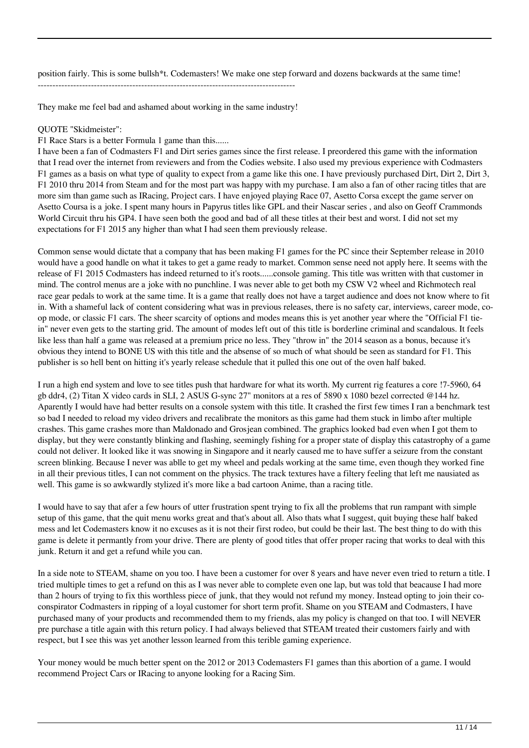position fairly. This is some bullsh*t. Codemasters! We make one step forward and dozens backwards at the same time!
--------------------------------------------------------------------------------------

They make me feel bad and ashamed about working in the same industry!

QUOTE "Skidmeister":

F1 Race Stars is a better Formula 1 game than this......

I have been a fan of Codmasters F1 and Dirt series games since the first release. I preordered this game with the information that I read over the internet from reviewers and from the Codies website. I also used my previous experience with Codmasters F1 games as a basis on what type of quality to expect from a game like this one. I have previously purchased Dirt, Dirt 2, Dirt 3, F1 2010 thru 2014 from Steam and for the most part was happy with my purchase. I am also a fan of other racing titles that are more sim than game such as IRacing, Project cars. I have enjoyed playing Race 07, Asetto Corsa except the game server on Asetto Coursa is a joke. I spent many hours in Papyrus titles like GPL and their Nascar series , and also on Geoff Crammonds World Circuit thru his GP4. I have seen both the good and bad of all these titles at their best and worst. I did not set my expectations for F1 2015 any higher than what I had seen them previously release.

Common sense would dictate that a company that has been making F1 games for the PC since their September release in 2010 would have a good handle on what it takes to get a game ready to market. Common sense need not apply here. It seems with the release of F1 2015 Codmasters has indeed returned to it's roots......console gaming. This title was written with that customer in mind. The control menus are a joke with no punchline. I was never able to get both my CSW V2 wheel and Richmotech real race gear pedals to work at the same time. It is a game that really does not have a target audience and does not know where to fit in. With a shameful lack of content considering what was in previous releases, there is no safety car, interviews, career mode, co-op mode, or classic F1 cars. The sheer scarcity of options and modes means this is yet another year where the "Official F1 tie-in" never even gets to the starting grid. The amount of modes left out of this title is borderline criminal and scandalous. It feels like less than half a game was released at a premium price no less. They "throw in" the 2014 season as a bonus, because it's obvious they intend to BONE US with this title and the absense of so much of what should be seen as standard for F1. This publisher is so hell bent on hitting it's yearly release schedule that it pulled this one out of the oven half baked.

I run a high end system and love to see titles push that hardware for what its worth. My current rig features a core !7-5960, 64 gb ddr4, (2) Titan X video cards in SLI, 2 ASUS G-sync 27" monitors at a res of 5890 x 1080 bezel corrected @144 hz. Aparently I would have had better results on a console system with this title. It crashed the first few times I ran a benchmark test so bad I needed to reload my video drivers and recalibrate the monitors as this game had them stuck in limbo after multiple crashes. This game crashes more than Maldonado and Grosjean combined. The graphics looked bad even when I got them to display, but they were constantly blinking and flashing, seemingly fishing for a proper state of display this catastrophy of a game could not deliver. It looked like it was snowing in Singapore and it nearly caused me to have suffer a seizure from the constant screen blinking. Because I never was ablle to get my wheel and pedals working at the same time, even though they worked fine in all their previous titles, I can not comment on the physics. The track textures have a filtery feeling that left me nausiated as well. This game is so awkwardly stylized it's more like a bad cartoon Anime, than a racing title.

I would have to say that afer a few hours of utter frustration spent trying to fix all the problems that run rampant with simple setup of this game, that the quit menu works great and that's about all. Also thats what I suggest, quit buying these half baked mess and let Codemasters know it no excuses as it is not their first rodeo, but could be their last. The best thing to do with this game is delete it permantly from your drive. There are plenty of good titles that offer proper racing that works to deal with this junk. Return it and get a refund while you can.

In a side note to STEAM, shame on you too. I have been a customer for over 8 years and have never even tried to return a title. I tried multiple times to get a refund on this as I was never able to complete even one lap, but was told that beacause I had more than 2 hours of trying to fix this worthless piece of junk, that they would not refund my money. Instead opting to join their co-conspirator Codmasters in ripping of a loyal customer for short term profit. Shame on you STEAM and Codemasters, I have purchased many of your products and recommended them to my friends, alas my policy is changed on that too. I will NEVER pre purchase a title again with this return policy. I had always believed that STEAM treated their customers fairly and with respect, but I see this was yet another lesson learned from this teribile gaming experience.

Your money would be much better spent on the 2012 or 2013 Codemasters F1 games than this abortion of a game. I would recommend Project Cars or IRacing to anyone looking for a Racing Sim.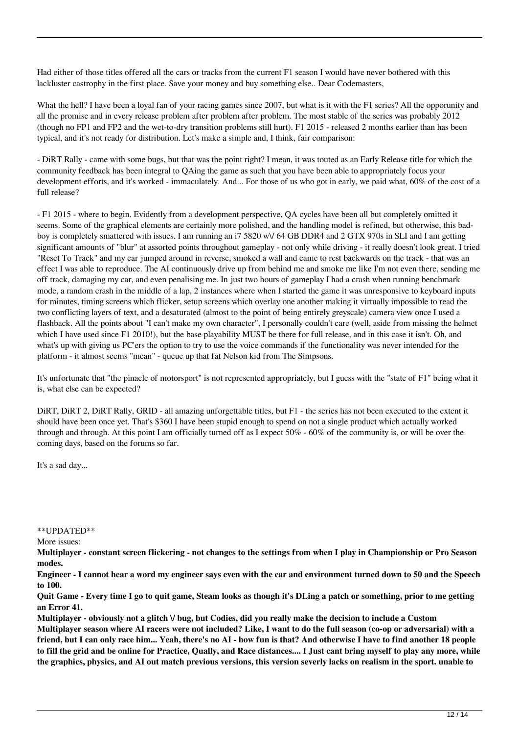Had either of those titles offered all the cars or tracks from the current F1 season I would have never bothered with this lackluster castrophy in the first place. Save your money and buy something else.. Dear Codemasters,

What the hell? I have been a loyal fan of your racing games since 2007, but what is it with the F1 series? All the opporunity and all the promise and in every release problem after problem after problem. The most stable of the series was probably 2012 (though no FP1 and FP2 and the wet-to-dry transition problems still hurt). F1 2015 - released 2 months earlier than has been typical, and it's not ready for distribution. Let's make a simple and, I think, fair comparison:

- DiRT Rally - came with some bugs, but that was the point right? I mean, it was touted as an Early Release title for which the community feedback has been integral to QAing the game as such that you have been able to appropriately focus your development efforts, and it's worked - immaculately. And... For those of us who got in early, we paid what, 60% of the cost of a full release?

- F1 2015 - where to begin. Evidently from a development perspective, QA cycles have been all but completely omitted it seems. Some of the graphical elements are certainly more polished, and the handling model is refined, but otherwise, this bad-boy is completely smattered with issues. I am running an i7 5820 w\/ 64 GB DDR4 and 2 GTX 970s in SLI and I am getting significant amounts of "blur" at assorted points throughout gameplay - not only while driving - it really doesn't look great. I tried "Reset To Track" and my car jumped around in reverse, smoked a wall and came to rest backwards on the track - that was an effect I was able to reproduce. The AI continuously drive up from behind me and smoke me like I'm not even there, sending me off track, damaging my car, and even penalising me. In just two hours of gameplay I had a crash when running benchmark mode, a random crash in the middle of a lap, 2 instances where when I started the game it was unresponsive to keyboard inputs for minutes, timing screens which flicker, setup screens which overlay one another making it virtually impossible to read the two conflicting layers of text, and a desaturated (almost to the point of being entirely greyscale) camera view once I used a flashback. All the points about "I can't make my own character", I personally couldn't care (well, aside from missing the helmet which I have used since F1 2010!), but the base playability MUST be there for full release, and in this case it isn't. Oh, and what's up with giving us PC'ers the option to try to use the voice commands if the functionality was never intended for the platform - it almost seems "mean" - queue up that fat Nelson kid from The Simpsons.

It's unfortunate that "the pinacle of motorsport" is not represented appropriately, but I guess with the "state of F1" being what it is, what else can be expected?

DiRT, DiRT 2, DiRT Rally, GRID - all amazing unforgettable titles, but F1 - the series has not been executed to the extent it should have been once yet. That's $360 I have been stupid enough to spend on not a single product which actually worked through and through. At this point I am officially turned off as I expect 50% - 60% of the community is, or will be over the coming days, based on the forums so far.

It's a sad day...

\*\*UPDATED\*\*

More issues:

**Multiplayer - constant screen flickering - not changes to the settings from when I play in Championship or Pro Season modes.**

**Engineer - I cannot hear a word my engineer says even with the car and environment turned down to 50 and the Speech to 100.**

**Quit Game - Every time I go to quit game, Steam looks as though it's DLing a patch or something, prior to me getting an Error 41.**

**Multiplayer - obviously not a glitch \/ bug, but Codies, did you really make the decision to include a Custom Multiplayer season where AI racers were not included? Like, I want to do the full season (co-op or adversarial) with a friend, but I can only race him... Yeah, there's no AI - how fun is that? And otherwise I have to find another 18 people to fill the grid and be online for Practice, Qually, and Race distances.... I Just cant bring myself to play any more, while the graphics, physics, and AI out match previous versions, this version severly lacks on realism in the sport. unable to**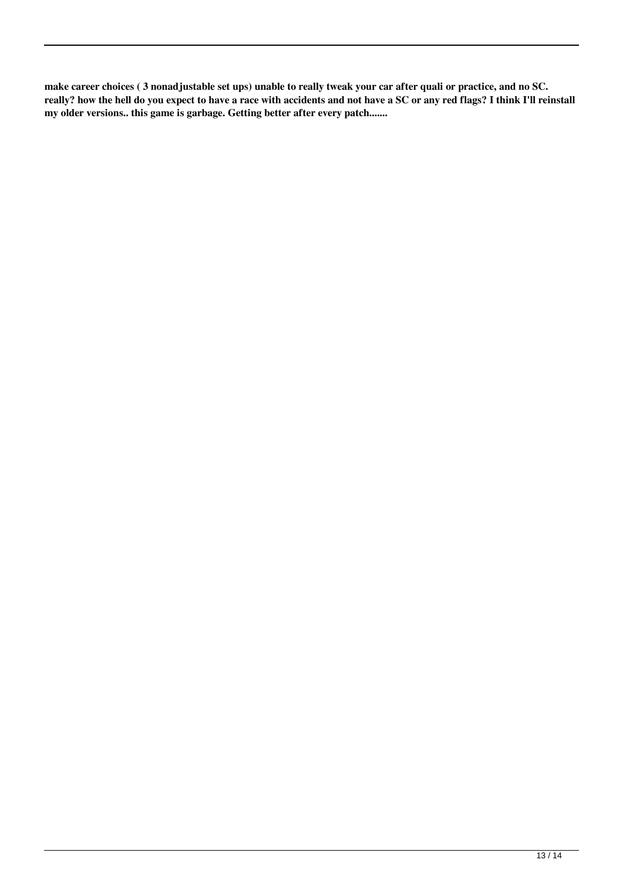**make career choices ( 3 nonadjustable set ups) unable to really tweak your car after quali or practice, and no SC. really? how the hell do you expect to have a race with accidents and not have a SC or any red flags? I think I'll reinstall my older versions.. this game is garbage. Getting better after every patch.......**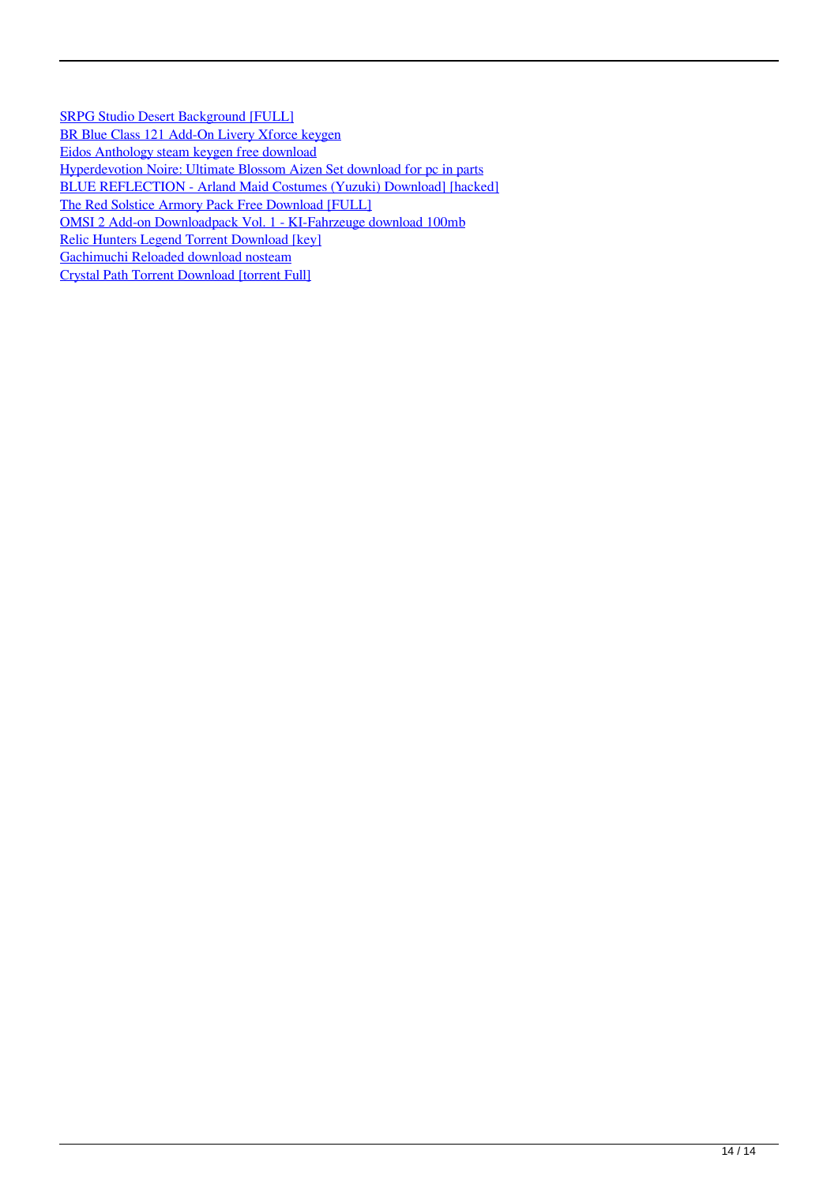SRPG Studio Desert Background [FULL]
BR Blue Class 121 Add-On Livery Xforce keygen
Eidos Anthology steam keygen free download
Hyperdevotion Noire: Ultimate Blossom Aizen Set download for pc in parts
BLUE REFLECTION - Arland Maid Costumes (Yuzuki) Download] [hacked]
The Red Solstice Armory Pack Free Download [FULL]
OMSI 2 Add-on Downloadpack Vol. 1 - KI-Fahrzeuge download 100mb
Relic Hunters Legend Torrent Download [key]
Gachimuchi Reloaded download nosteam
Crystal Path Torrent Download [torrent Full]